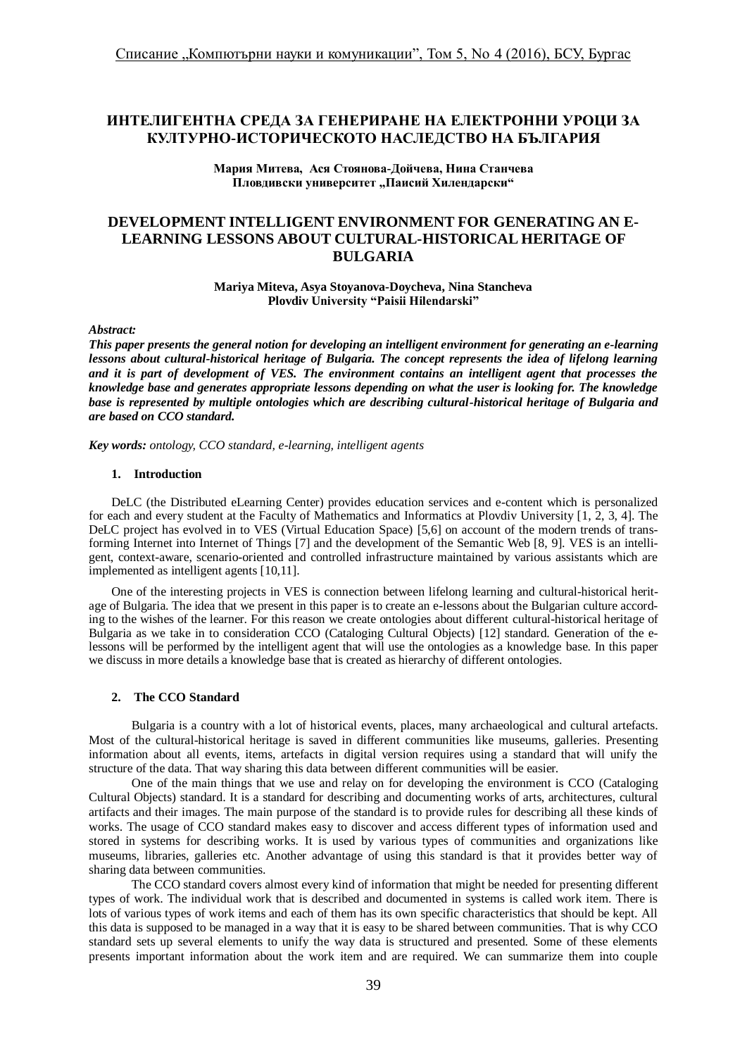# ИНТЕЛИГЕНТНА СРЕДА ЗА ГЕНЕРИРАНЕ НА ЕЛЕКТРОННИ УРОЦИ ЗА КУЛТУРНО-ИСТОРИЧЕСКОТО НАСЛЕДСТВО НА БЪЛГАРИЯ

**Мария Митева, Ася Стоянова-Дойчева, Нина Станчева**
**Пловдивски университет „Паисий Хилендарски“**

# DEVELOPMENT INTELLIGENT ENVIRONMENT FOR GENERATING AN E-LEARNING LESSONS ABOUT CULTURAL-HISTORICAL HERITAGE OF BULGARIA

**Mariya Miteva, Asya Stoyanova-Doycheva, Nina Stancheva**
**Plovdiv University "Paisii Hilendarski"**

***Abstract:***
***This paper presents the general notion for developing an intelligent environment for generating an e-learning lessons about cultural-historical heritage of Bulgaria. The concept represents the idea of lifelong learning and it is part of development of VES. The environment contains an intelligent agent that processes the knowledge base and generates appropriate lessons depending on what the user is looking for. The knowledge base is represented by multiple ontologies which are describing cultural-historical heritage of Bulgaria and are based on CCO standard.***

***Key words:*** *ontology, CCO standard, e-learning, intelligent agents*

## 1. Introduction

DeLC (the Distributed eLearning Center) provides education services and e-content which is personalized for each and every student at the Faculty of Mathematics and Informatics at Plovdiv University [1, 2, 3, 4]. The DeLC project has evolved in to VES (Virtual Education Space) [5,6] on account of the modern trends of transforming Internet into Internet of Things [7] and the development of the Semantic Web [8, 9]. VES is an intelligent, context-aware, scenario-oriented and controlled infrastructure maintained by various assistants which are implemented as intelligent agents [10,11].

One of the interesting projects in VES is connection between lifelong learning and cultural-historical heritage of Bulgaria. The idea that we present in this paper is to create an e-lessons about the Bulgarian culture according to the wishes of the learner. For this reason we create ontologies about different cultural-historical heritage of Bulgaria as we take in to consideration CCO (Cataloging Cultural Objects) [12] standard. Generation of the e-lessons will be performed by the intelligent agent that will use the ontologies as a knowledge base. In this paper we discuss in more details a knowledge base that is created as hierarchy of different ontologies.

## 2. The CCO Standard

Bulgaria is a country with a lot of historical events, places, many archaeological and cultural artefacts. Most of the cultural-historical heritage is saved in different communities like museums, galleries. Presenting information about all events, items, artefacts in digital version requires using a standard that will unify the structure of the data. That way sharing this data between different communities will be easier.

One of the main things that we use and relay on for developing the environment is CCO (Cataloging Cultural Objects) standard. It is a standard for describing and documenting works of arts, architectures, cultural artifacts and their images. The main purpose of the standard is to provide rules for describing all these kinds of works. The usage of CCO standard makes easy to discover and access different types of information used and stored in systems for describing works. It is used by various types of communities and organizations like museums, libraries, galleries etc. Another advantage of using this standard is that it provides better way of sharing data between communities.

The CCO standard covers almost every kind of information that might be needed for presenting different types of work. The individual work that is described and documented in systems is called work item. There is lots of various types of work items and each of them has its own specific characteristics that should be kept. All this data is supposed to be managed in a way that it is easy to be shared between communities. That is why CCO standard sets up several elements to unify the way data is structured and presented. Some of these elements presents important information about the work item and are required. We can summarize them into couple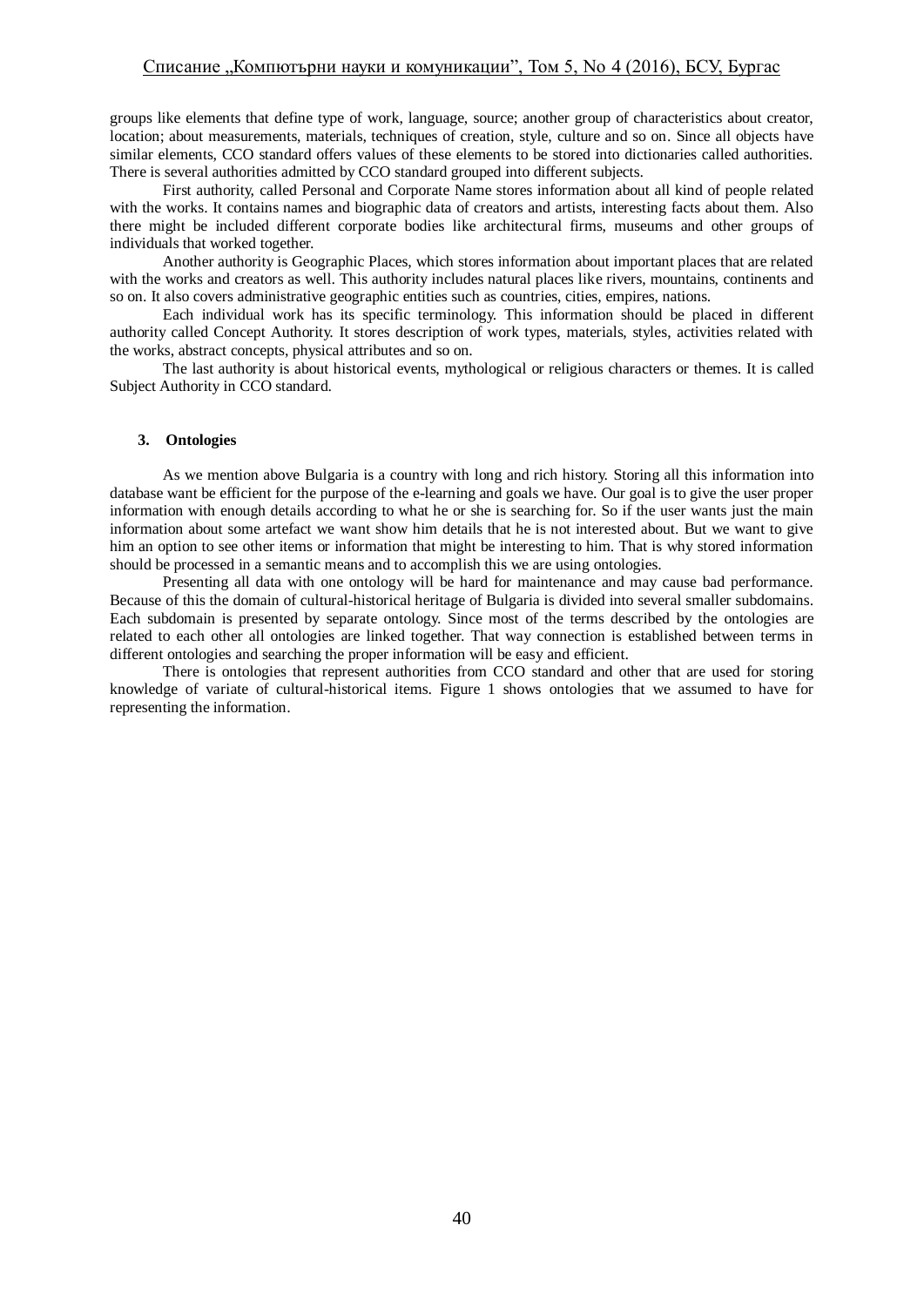groups like elements that define type of work, language, source; another group of characteristics about creator, location; about measurements, materials, techniques of creation, style, culture and so on. Since all objects have similar elements, CCO standard offers values of these elements to be stored into dictionaries called authorities. There is several authorities admitted by CCO standard grouped into different subjects.

First authority, called Personal and Corporate Name stores information about all kind of people related with the works. It contains names and biographic data of creators and artists, interesting facts about them. Also there might be included different corporate bodies like architectural firms, museums and other groups of individuals that worked together.

Another authority is Geographic Places, which stores information about important places that are related with the works and creators as well. This authority includes natural places like rivers, mountains, continents and so on. It also covers administrative geographic entities such as countries, cities, empires, nations.

Each individual work has its specific terminology. This information should be placed in different authority called Concept Authority. It stores description of work types, materials, styles, activities related with the works, abstract concepts, physical attributes and so on.

The last authority is about historical events, mythological or religious characters or themes. It is called Subject Authority in CCO standard.

### 3. Ontologies

As we mention above Bulgaria is a country with long and rich history. Storing all this information into database want be efficient for the purpose of the e-learning and goals we have. Our goal is to give the user proper information with enough details according to what he or she is searching for. So if the user wants just the main information about some artefact we want show him details that he is not interested about. But we want to give him an option to see other items or information that might be interesting to him. That is why stored information should be processed in a semantic means and to accomplish this we are using ontologies.

Presenting all data with one ontology will be hard for maintenance and may cause bad performance. Because of this the domain of cultural-historical heritage of Bulgaria is divided into several smaller subdomains. Each subdomain is presented by separate ontology. Since most of the terms described by the ontologies are related to each other all ontologies are linked together. That way connection is established between terms in different ontologies and searching the proper information will be easy and efficient.

There is ontologies that represent authorities from CCO standard and other that are used for storing knowledge of variate of cultural-historical items. Figure 1 shows ontologies that we assumed to have for representing the information.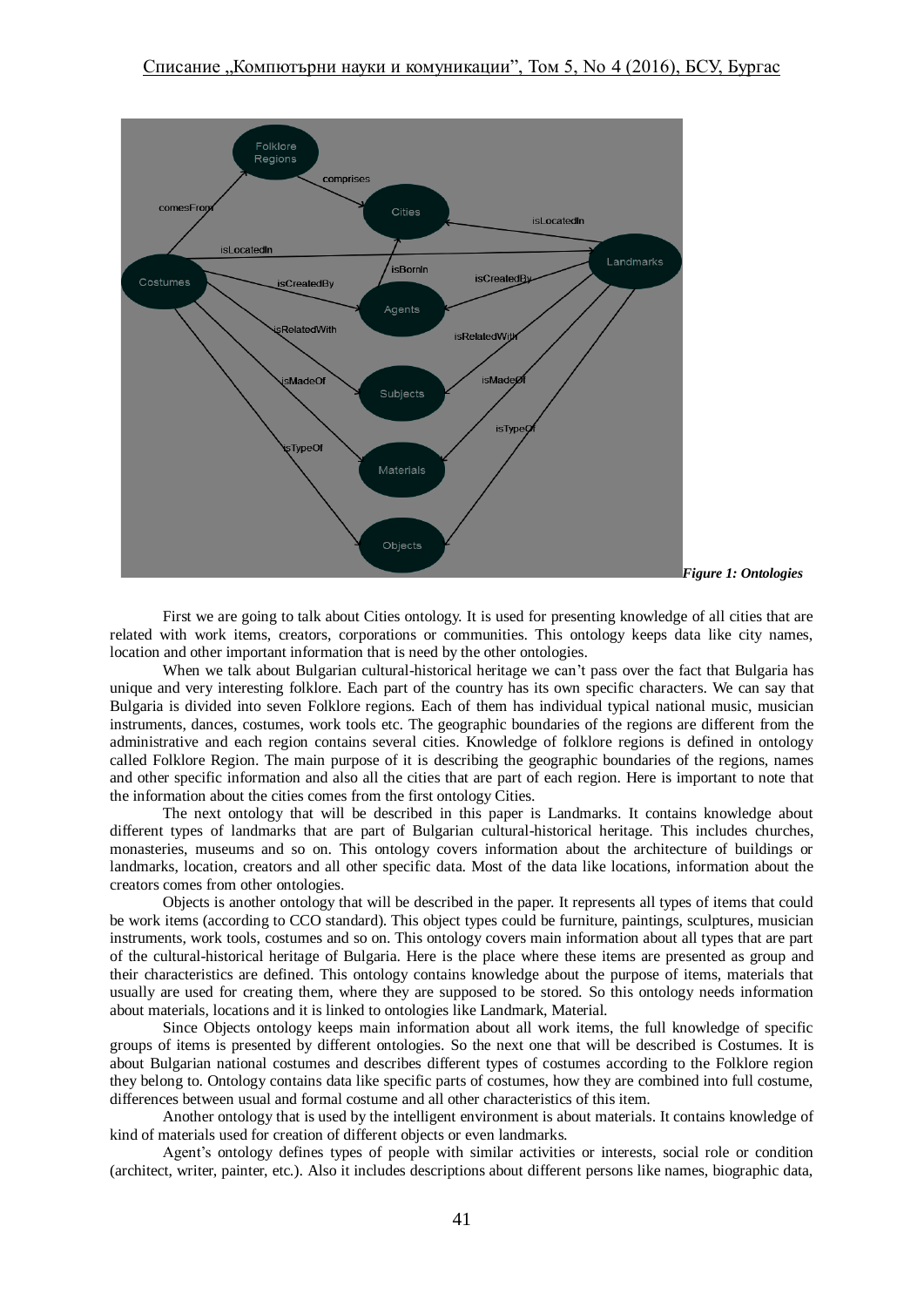*Figure 1: Ontologies*

First we are going to talk about Cities ontology. It is used for presenting knowledge of all cities that are related with work items, creators, corporations or communities. This ontology keeps data like city names, location and other important information that is need by the other ontologies.

When we talk about Bulgarian cultural-historical heritage we can't pass over the fact that Bulgaria has unique and very interesting folklore. Each part of the country has its own specific characters. We can say that Bulgaria is divided into seven Folklore regions. Each of them has individual typical national music, musician instruments, dances, costumes, work tools etc. The geographic boundaries of the regions are different from the administrative and each region contains several cities. Knowledge of folklore regions is defined in ontology called Folklore Region. The main purpose of it is describing the geographic boundaries of the regions, names and other specific information and also all the cities that are part of each region. Here is important to note that the information about the cities comes from the first ontology Cities.

The next ontology that will be described in this paper is Landmarks. It contains knowledge about different types of landmarks that are part of Bulgarian cultural-historical heritage. This includes churches, monasteries, museums and so on. This ontology covers information about the architecture of buildings or landmarks, location, creators and all other specific data. Most of the data like locations, information about the creators comes from other ontologies.

Objects is another ontology that will be described in the paper. It represents all types of items that could be work items (according to CCO standard). This object types could be furniture, paintings, sculptures, musician instruments, work tools, costumes and so on. This ontology covers main information about all types that are part of the cultural-historical heritage of Bulgaria. Here is the place where these items are presented as group and their characteristics are defined. This ontology contains knowledge about the purpose of items, materials that usually are used for creating them, where they are supposed to be stored. So this ontology needs information about materials, locations and it is linked to ontologies like Landmark, Material.

Since Objects ontology keeps main information about all work items, the full knowledge of specific groups of items is presented by different ontologies. So the next one that will be described is Costumes. It is about Bulgarian national costumes and describes different types of costumes according to the Folklore region they belong to. Ontology contains data like specific parts of costumes, how they are combined into full costume, differences between usual and formal costume and all other characteristics of this item.

Another ontology that is used by the intelligent environment is about materials. It contains knowledge of kind of materials used for creation of different objects or even landmarks.

Agent's ontology defines types of people with similar activities or interests, social role or condition (architect, writer, painter, etc.). Also it includes descriptions about different persons like names, biographic data,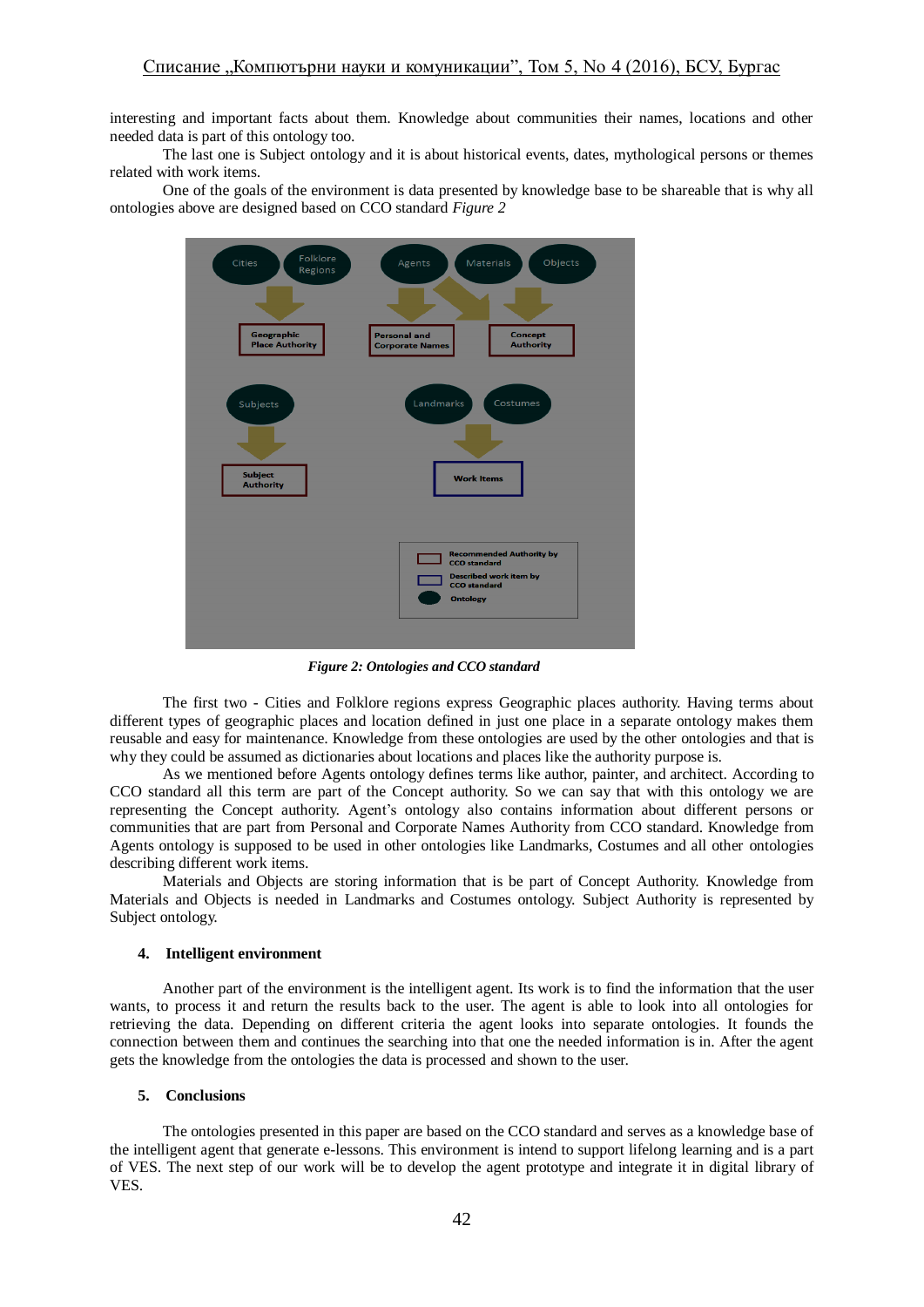interesting and important facts about them. Knowledge about communities their names, locations and other needed data is part of this ontology too.

The last one is Subject ontology and it is about historical events, dates, mythological persons or themes related with work items.

One of the goals of the environment is data presented by knowledge base to be shareable that is why all ontologies above are designed based on CCO standard *Figure 2*

***Figure 2: Ontologies and CCO standard***

The first two - Cities and Folklore regions express Geographic places authority. Having terms about different types of geographic places and location defined in just one place in a separate ontology makes them reusable and easy for maintenance. Knowledge from these ontologies are used by the other ontologies and that is why they could be assumed as dictionaries about locations and places like the authority purpose is.

As we mentioned before Agents ontology defines terms like author, painter, and architect. According to CCO standard all this term are part of the Concept authority. So we can say that with this ontology we are representing the Concept authority. Agent's ontology also contains information about different persons or communities that are part from Personal and Corporate Names Authority from CCO standard. Knowledge from Agents ontology is supposed to be used in other ontologies like Landmarks, Costumes and all other ontologies describing different work items.

Materials and Objects are storing information that is be part of Concept Authority. Knowledge from Materials and Objects is needed in Landmarks and Costumes ontology. Subject Authority is represented by Subject ontology.

## 4. Intelligent environment

Another part of the environment is the intelligent agent. Its work is to find the information that the user wants, to process it and return the results back to the user. The agent is able to look into all ontologies for retrieving the data. Depending on different criteria the agent looks into separate ontologies. It founds the connection between them and continues the searching into that one the needed information is in. After the agent gets the knowledge from the ontologies the data is processed and shown to the user.

## 5. Conclusions

The ontologies presented in this paper are based on the CCO standard and serves as a knowledge base of the intelligent agent that generate e-lessons. This environment is intend to support lifelong learning and is a part of VES. The next step of our work will be to develop the agent prototype and integrate it in digital library of VES.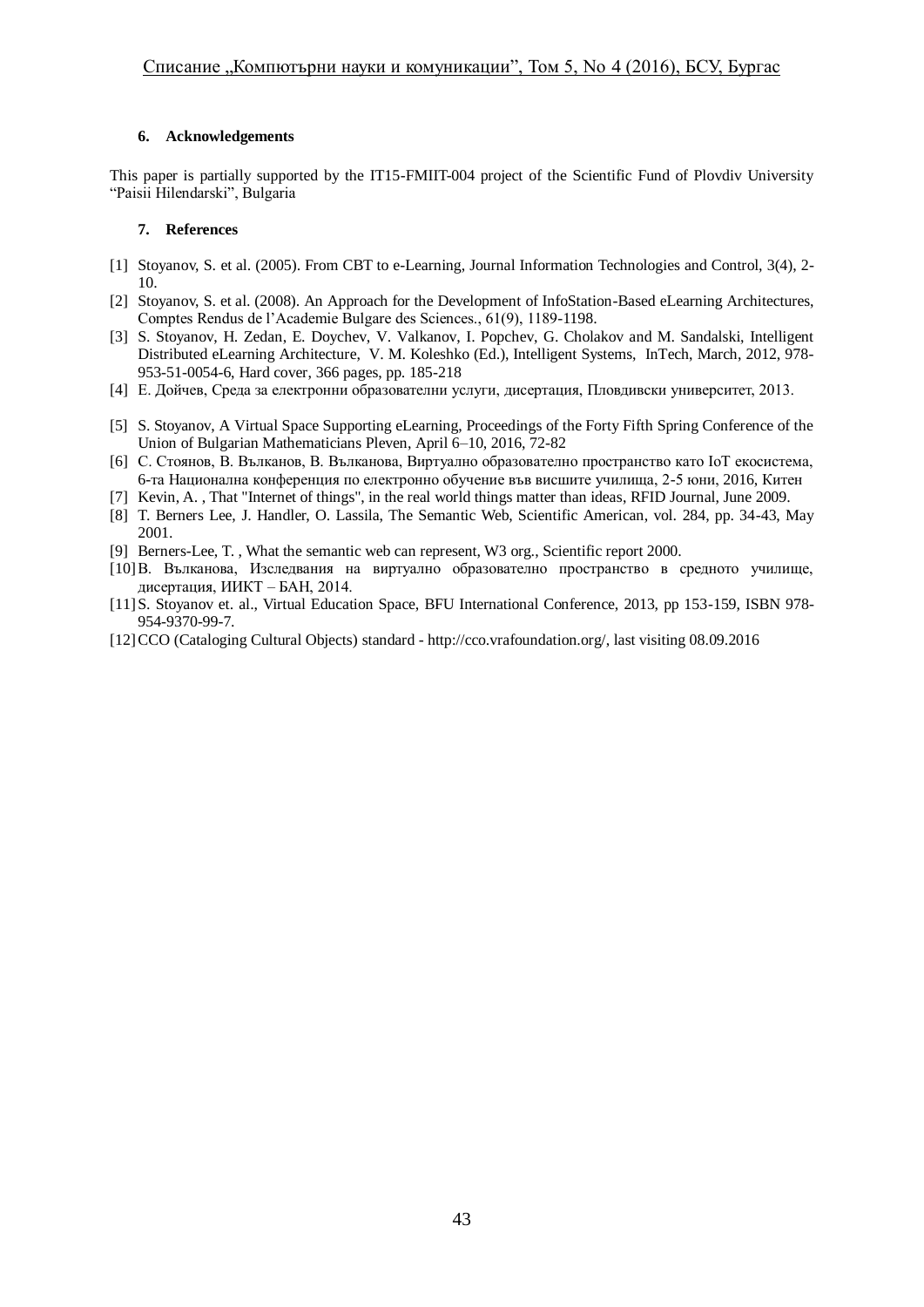## 6. Acknowledgements

This paper is partially supported by the IT15-FMIIT-004 project of the Scientific Fund of Plovdiv University "Paisii Hilendarski", Bulgaria

## 7. References

[1] Stoyanov, S. et al. (2005). From CBT to e-Learning, Journal Information Technologies and Control, 3(4), 2-10.

[2] Stoyanov, S. et al. (2008). An Approach for the Development of InfoStation-Based eLearning Architectures, Comptes Rendus de l'Academie Bulgare des Sciences., 61(9), 1189-1198.

[3] S. Stoyanov, H. Zedan, E. Doychev, V. Valkanov, I. Popchev, G. Cholakov and M. Sandalski, Intelligent Distributed eLearning Architecture, V. M. Koleshko (Ed.), Intelligent Systems, InTech, March, 2012, 978-953-51-0054-6, Hard cover, 366 pages, pp. 185-218

[4] Е. Дойчев, Среда за електронни образователни услуги, дисертация, Пловдивски университет, 2013.

[5] S. Stoyanov, A Virtual Space Supporting eLearning, Proceedings of the Forty Fifth Spring Conference of the Union of Bulgarian Mathematicians Pleven, April 6–10, 2016, 72-82

[6] С. Стоянов, В. Вълканов, В. Вълканова, Виртуално образователно пространство като IoT екосистема, 6-та Национална конференция по електронно обучение във висшите училища, 2-5 юни, 2016, Китен

[7] Kevin, A. , That "Internet of things", in the real world things matter than ideas, RFID Journal, June 2009.

[8] T. Berners Lee, J. Handler, O. Lassila, The Semantic Web, Scientific American, vol. 284, pp. 34-43, May 2001.

[9] Berners-Lee, T. , What the semantic web can represent, W3 org., Scientific report 2000.

[10] В. Вълканова, Изследвания на виртуално образователно пространство в средното училище, дисертация, ИИКТ – БАН, 2014.

[11] S. Stoyanov et. al., Virtual Education Space, BFU International Conference, 2013, pp 153-159, ISBN 978-954-9370-99-7.

[12] CCO (Cataloging Cultural Objects) standard - http://cco.vrafoundation.org/, last visiting 08.09.2016